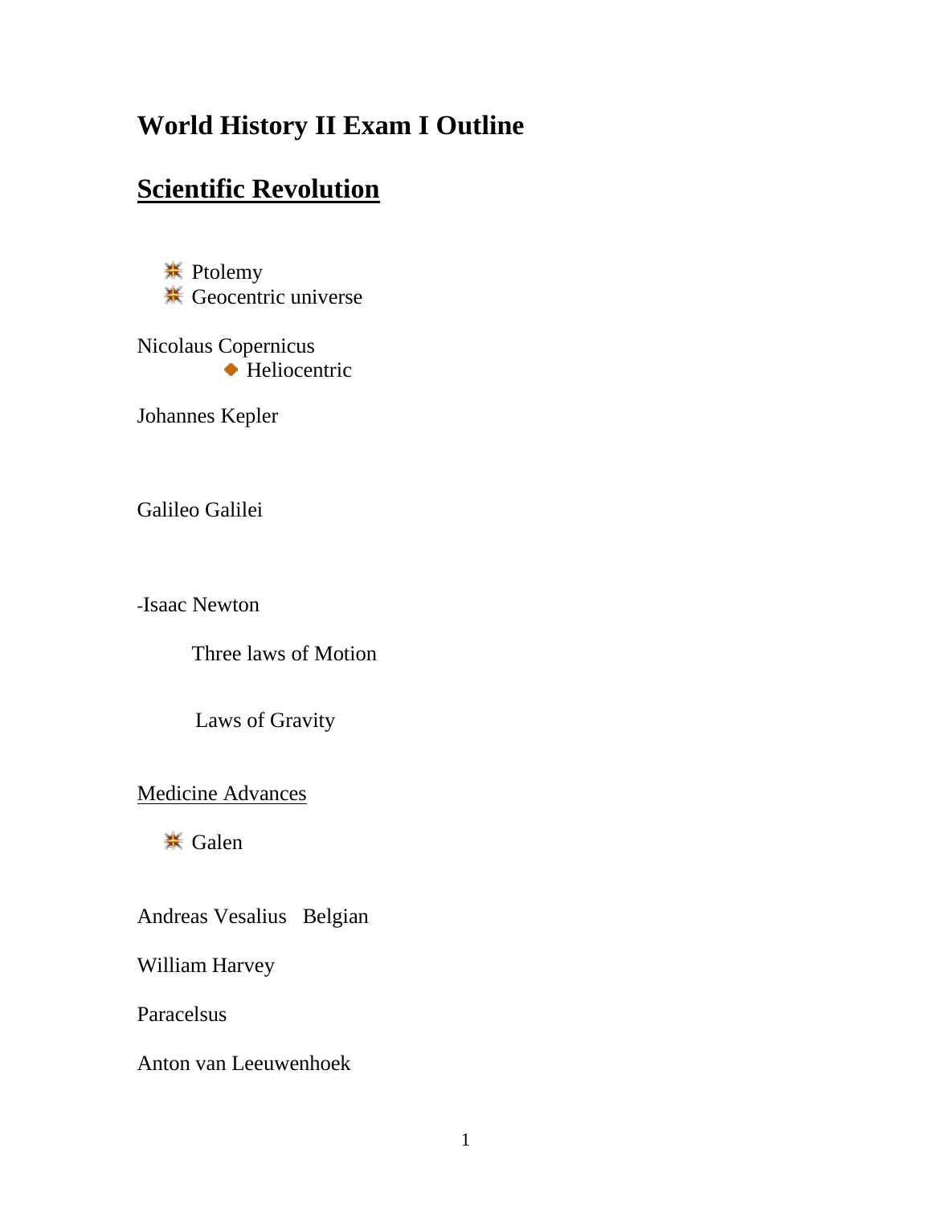# World History II Exam I Outline

## Scientific Revolution

- Ptolemy
- Geocentric universe

Nicolaus Copernicus

- Heliocentric

Johannes Kepler

Galileo Galilei

-Isaac Newton

Three laws of Motion

Laws of Gravity

Medicine Advances

- Galen

Andreas Vesalius   Belgian

William Harvey

Paracelsus

Anton van Leeuwenhoek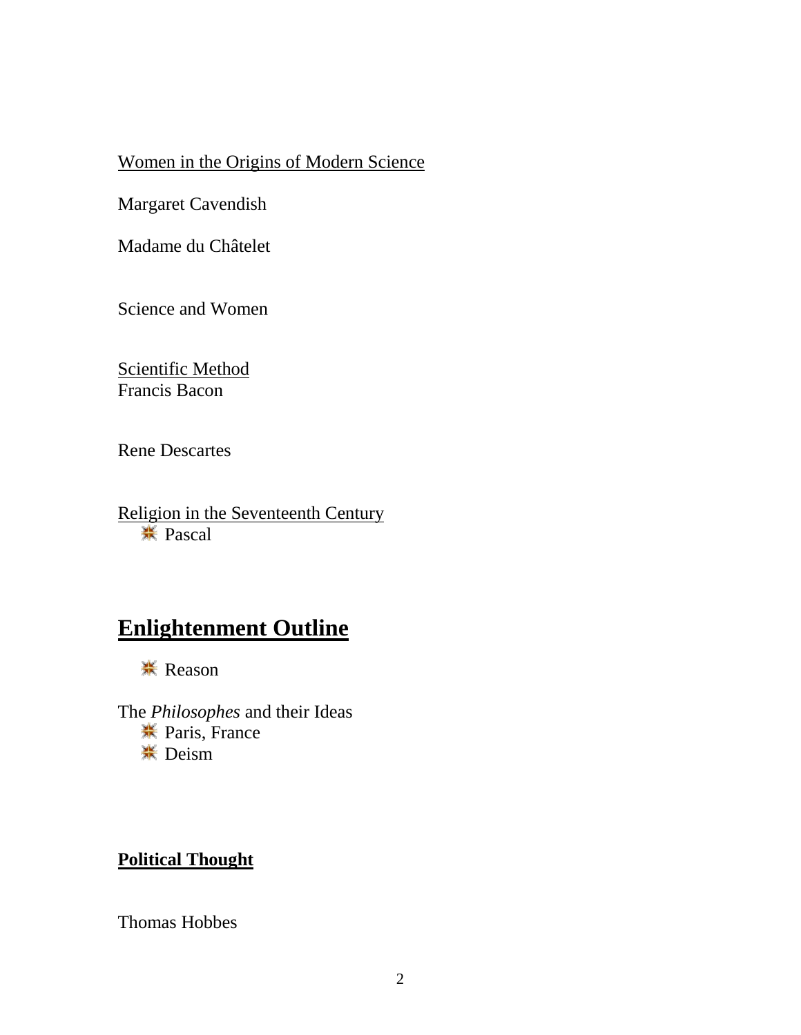Women in the Origins of Modern Science

Margaret Cavendish

Madame du Châtelet

Science and Women

Scientific Method

Francis Bacon

Rene Descartes

Religion in the Seventeenth Century

- Pascal

# Enlightenment Outline

- Reason

The *Philosophes* and their Ideas

- Paris, France
- Deism

**Political Thought**

Thomas Hobbes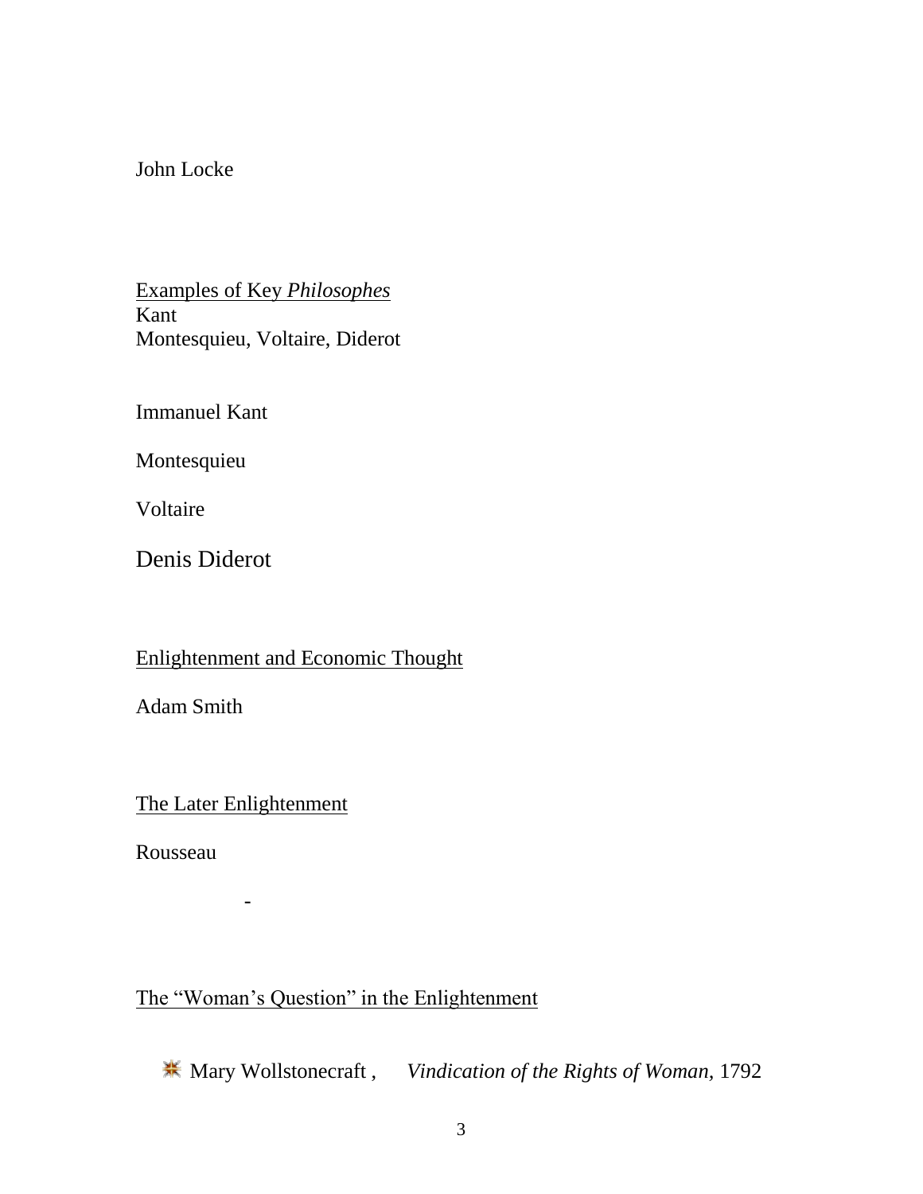John Locke

Examples of Key *Philosophes*
Kant
Montesquieu, Voltaire, Diderot

Immanuel Kant

Montesquieu

Voltaire

Denis Diderot

Enlightenment and Economic Thought

Adam Smith

The Later Enlightenment

Rousseau

-

The "Woman's Question" in the Enlightenment

- Mary Wollstonecraft , *Vindication of the Rights of Woman,* 1792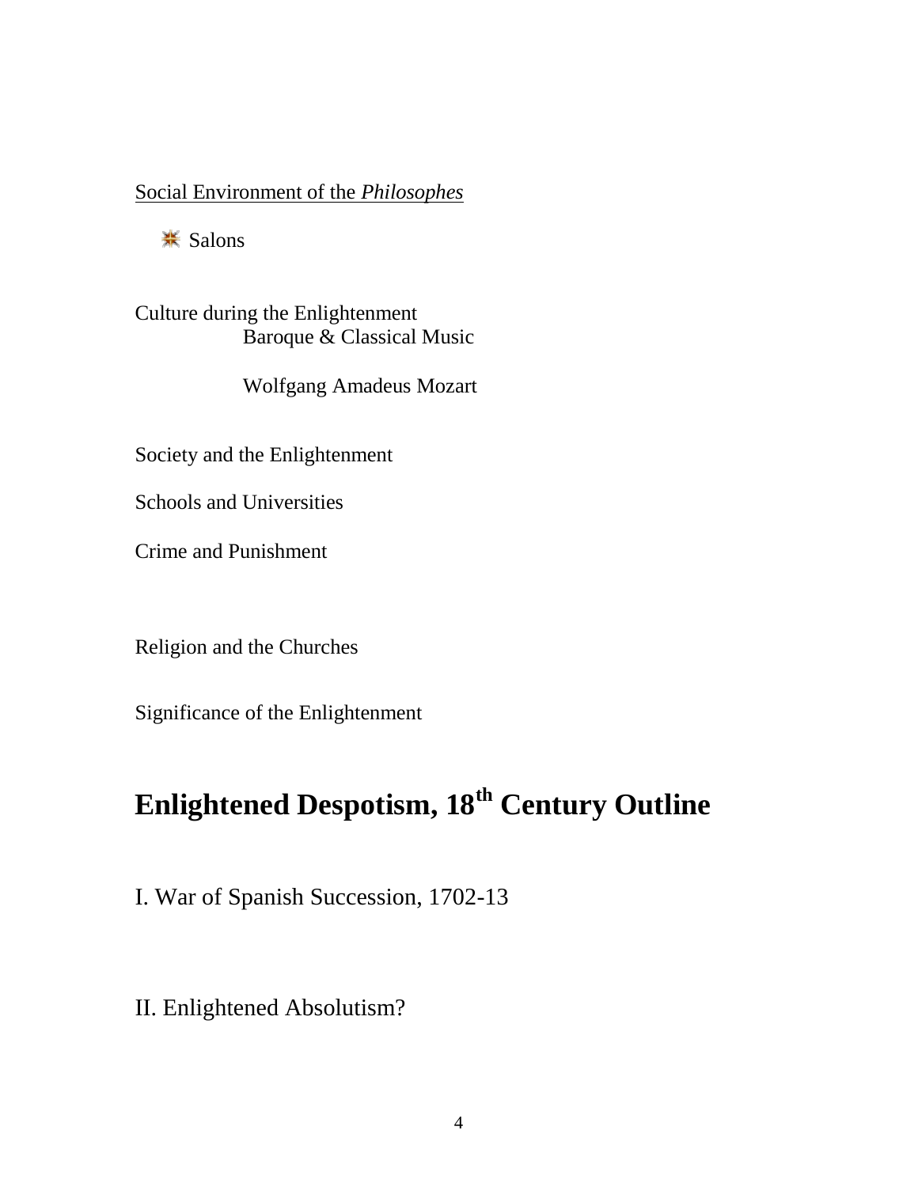<u>Social Environment of the *Philosophes*</u>

- Salons

Culture during the Enlightenment

Baroque & Classical Music

Wolfgang Amadeus Mozart

Society and the Enlightenment

Schools and Universities

Crime and Punishment

Religion and the Churches

Significance of the Enlightenment

# Enlightened Despotism, 18th Century Outline

I. War of Spanish Succession, 1702-13

II. Enlightened Absolutism?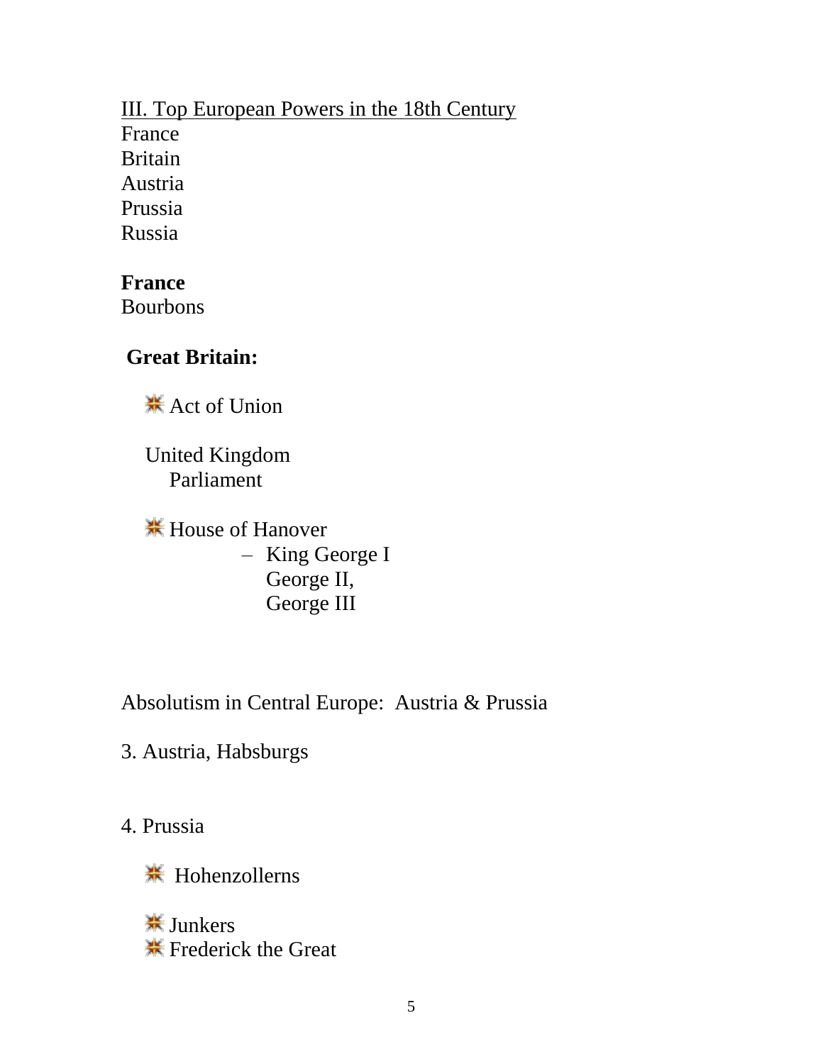III. Top European Powers in the 18th Century

France
Britain
Austria
Prussia
Russia

**France**

Bourbons

**Great Britain:**

- Act of Union

  United Kingdom
    Parliament

- House of Hanover
  - King George I
    George II,
    George III

Absolutism in Central Europe: Austria & Prussia

3. Austria, Habsburgs

4. Prussia

- Hohenzollerns

- Junkers
- Frederick the Great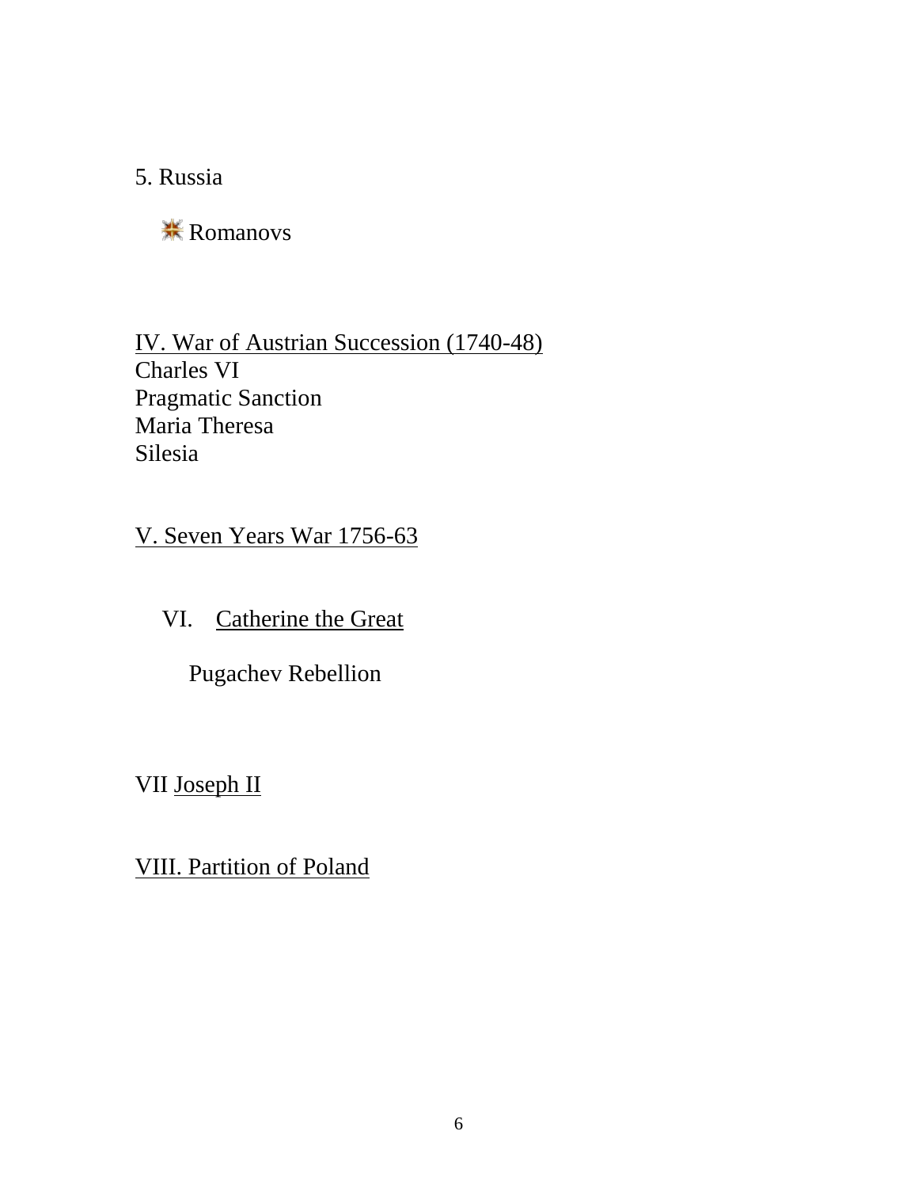5. Russia

- Romanovs

<u>IV. War of Austrian Succession (1740-48)</u>
Charles VI
Pragmatic Sanction
Maria Theresa
Silesia

<u>V. Seven Years War 1756-63</u>

VI. <u>Catherine the Great</u>

Pugachev Rebellion

VII <u>Joseph II</u>

<u>VIII. Partition of Poland</u>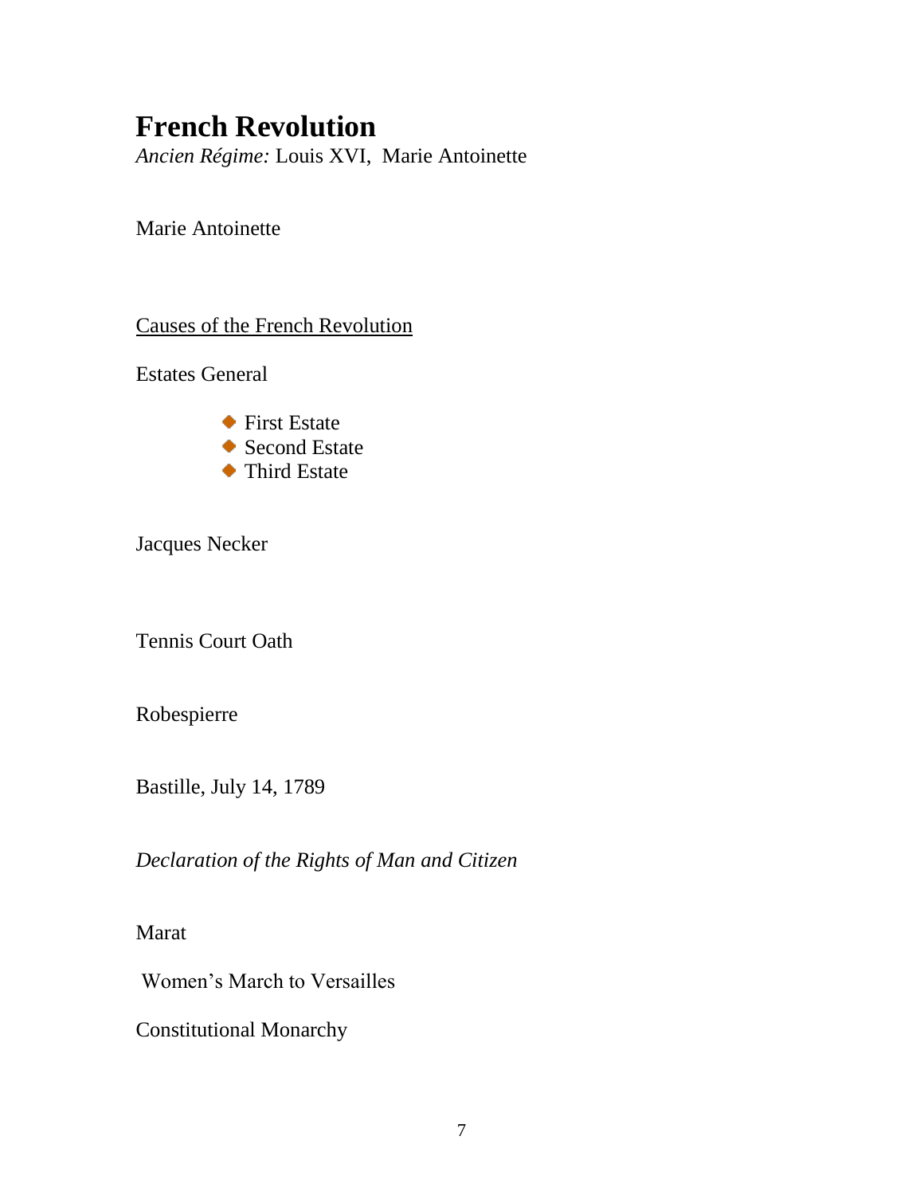# French Revolution

*Ancien Régime:* Louis XVI, Marie Antoinette

Marie Antoinette

<u>Causes of the French Revolution</u>

Estates General

- First Estate
- Second Estate
- Third Estate

Jacques Necker

Tennis Court Oath

Robespierre

Bastille, July 14, 1789

*Declaration of the Rights of Man and Citizen*

Marat

Women's March to Versailles

Constitutional Monarchy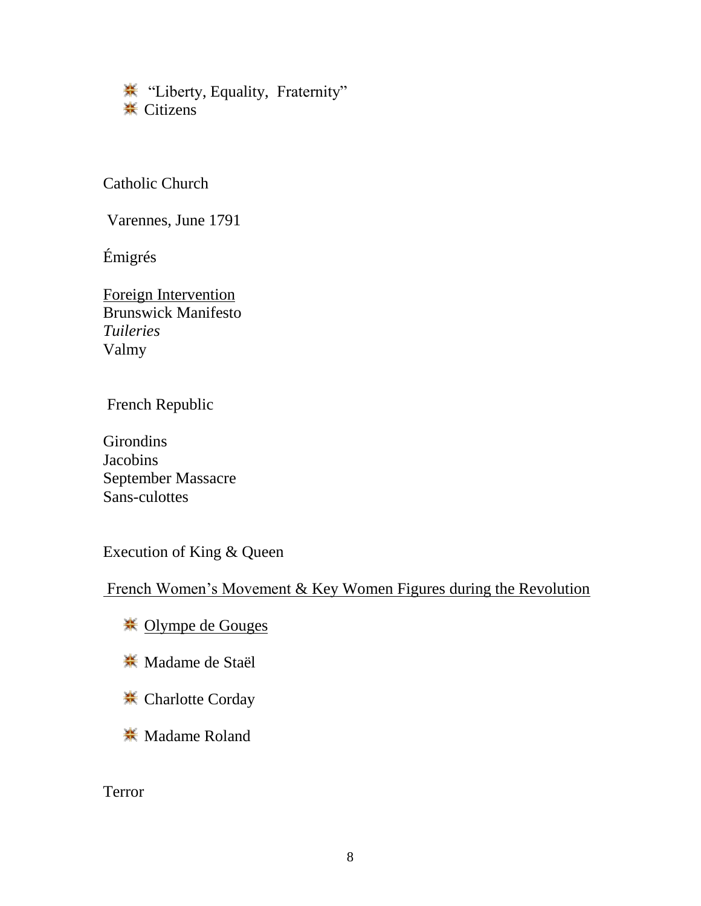- "Liberty, Equality, Fraternity"
- Citizens

Catholic Church

Varennes, June 1791

Émigrés

<u>Foreign Intervention</u>
Brunswick Manifesto
*Tuileries*
Valmy

French Republic

Girondins
Jacobins
September Massacre
Sans-culottes

Execution of King & Queen

<u>French Women's Movement & Key Women Figures during the Revolution</u>

- <u>Olympe de Gouges</u>
- Madame de Staël
- Charlotte Corday
- Madame Roland

Terror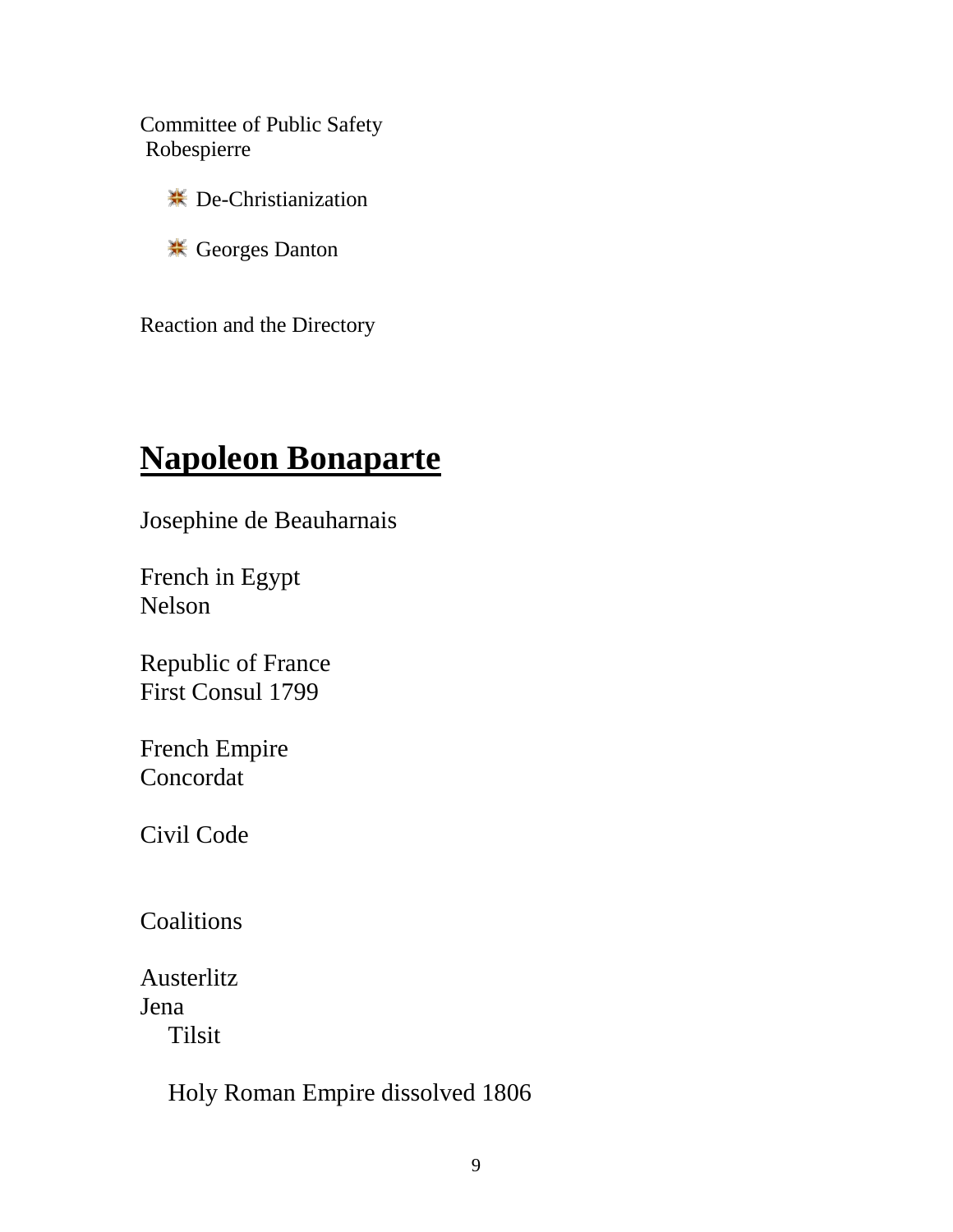Committee of Public Safety
Robespierre

- De-Christianization
- Georges Danton

Reaction and the Directory

## Napoleon Bonaparte

Josephine de Beauharnais

French in Egypt
Nelson

Republic of France
First Consul 1799

French Empire
Concordat

Civil Code

Coalitions

Austerlitz
Jena
  Tilsit

  Holy Roman Empire dissolved 1806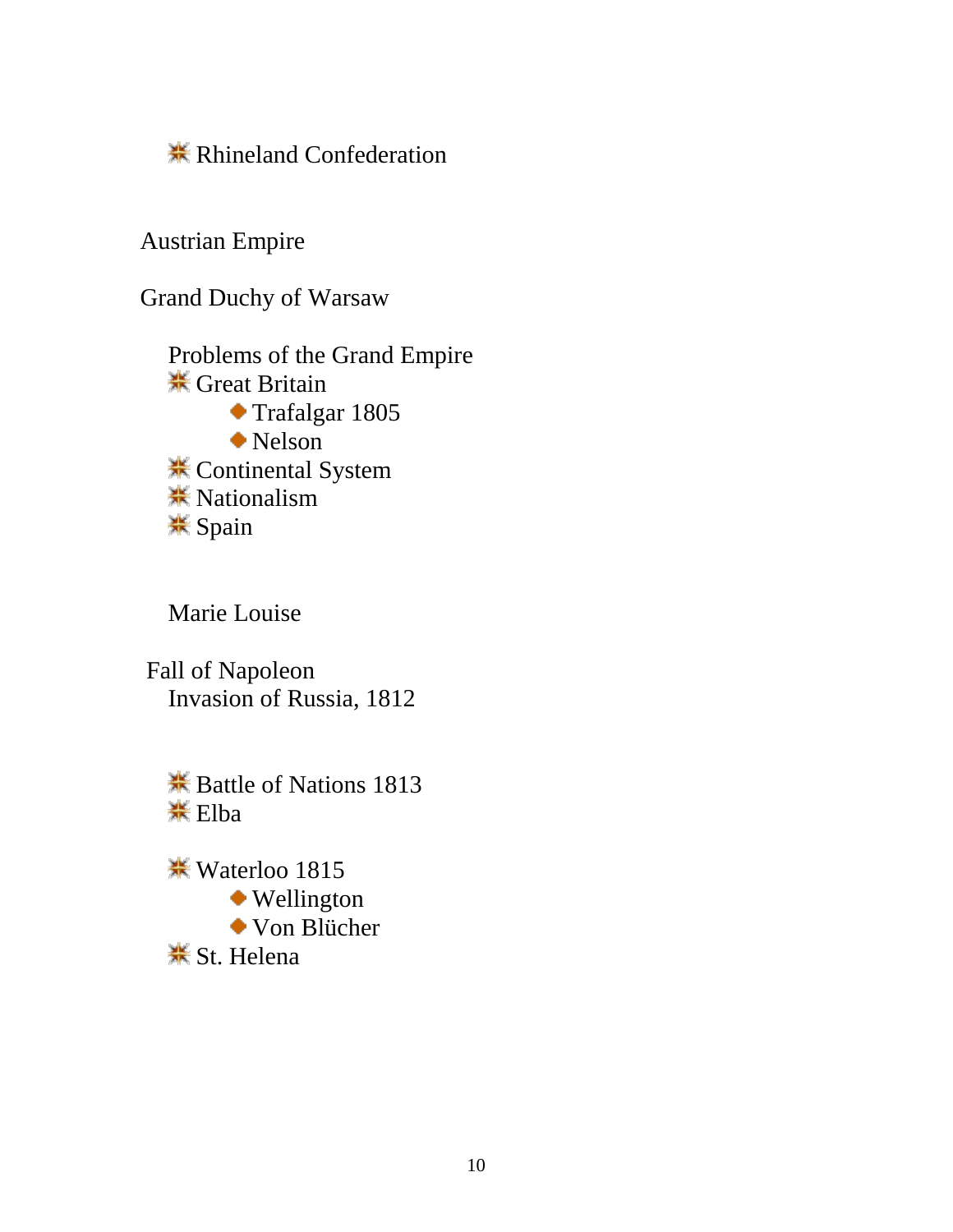- Rhineland Confederation

Austrian Empire

Grand Duchy of Warsaw

Problems of the Grand Empire

- Great Britain
  - Trafalgar 1805
  - Nelson
- Continental System
- Nationalism
- Spain

Marie Louise

Fall of Napoleon

Invasion of Russia, 1812

- Battle of Nations 1813
- Elba

- Waterloo 1815
  - Wellington
  - Von Blücher
- St. Helena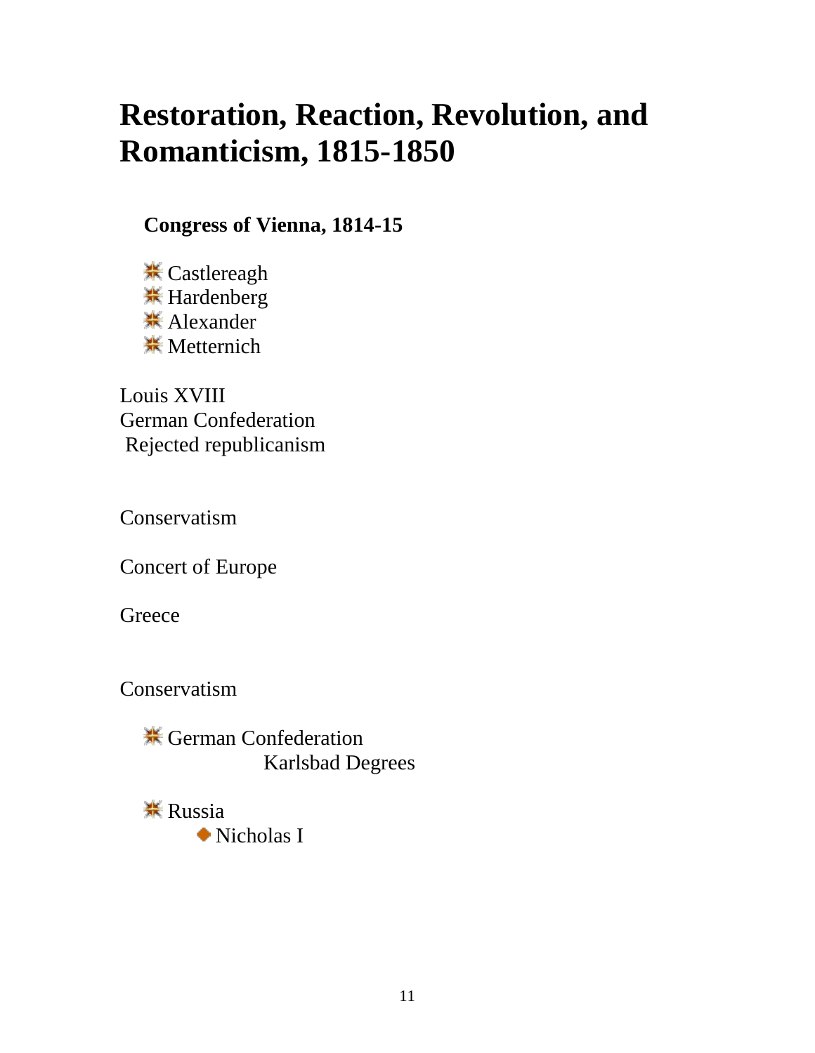# Restoration, Reaction, Revolution, and Romanticism, 1815-1850

### Congress of Vienna, 1814-15

- Castlereagh
- Hardenberg
- Alexander
- Metternich

Louis XVIII
German Confederation
Rejected republicanism

Conservatism

Concert of Europe

Greece

Conservatism

- German Confederation
  - Karlsbad Degrees
- Russia
  - Nicholas I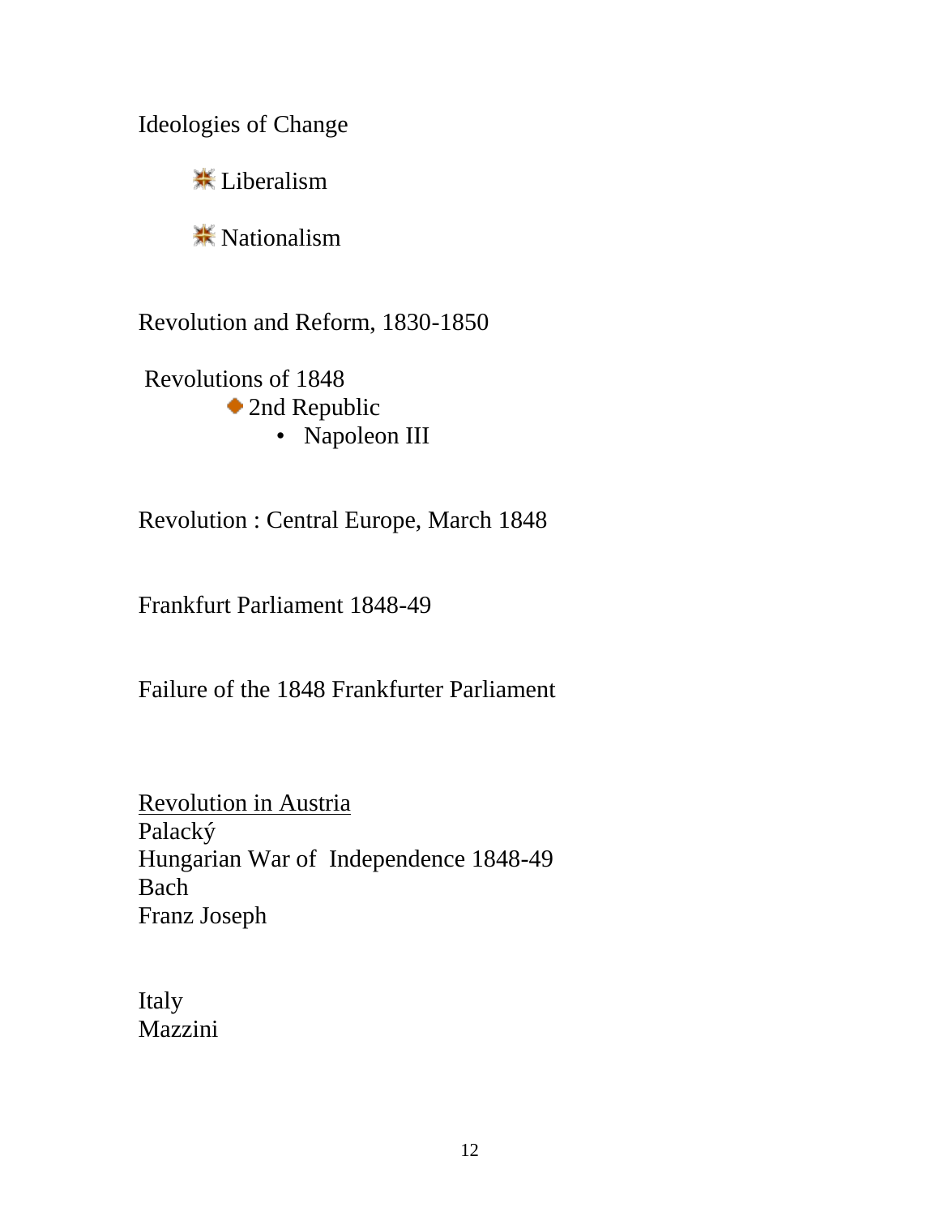Ideologies of Change

- Liberalism
- Nationalism

Revolution and Reform, 1830-1850

Revolutions of 1848
- 2nd Republic
    - Napoleon III

Revolution : Central Europe, March 1848

Frankfurt Parliament 1848-49

Failure of the 1848 Frankfurter Parliament

<u>Revolution in Austria</u>
Palacký
Hungarian War of Independence 1848-49
Bach
Franz Joseph

Italy
Mazzini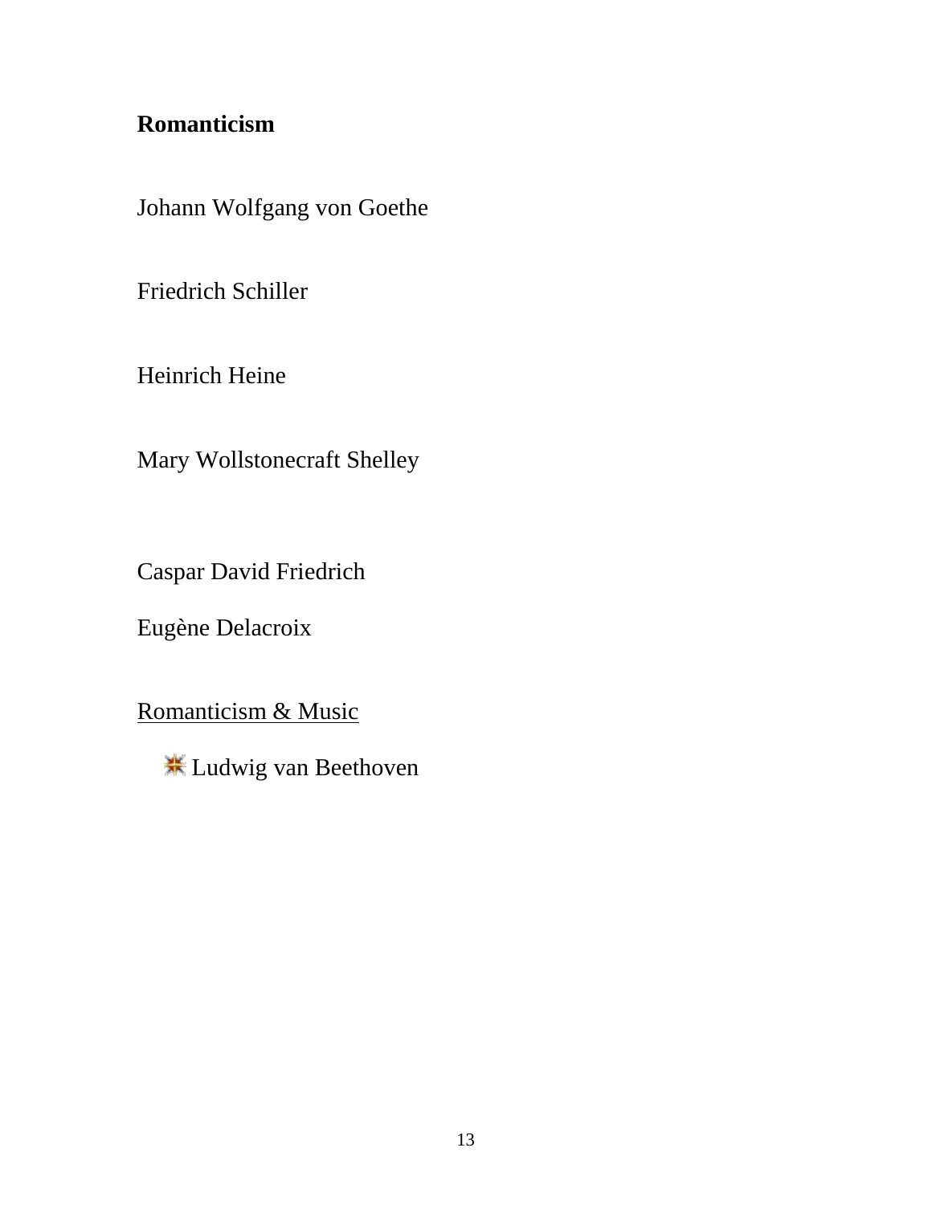**Romanticism**

Johann Wolfgang von Goethe

Friedrich Schiller

Heinrich Heine

Mary Wollstonecraft Shelley

Caspar David Friedrich

Eugène Delacroix

<u>Romanticism & Music</u>

- Ludwig van Beethoven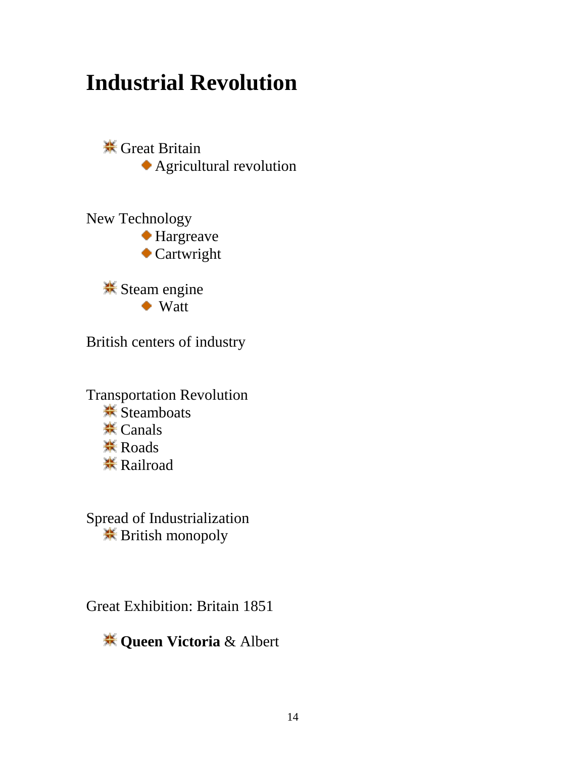# Industrial Revolution

- Great Britain
  - Agricultural revolution

New Technology

- Hargreave
- Cartwright

- Steam engine
  - Watt

British centers of industry

Transportation Revolution

- Steamboats
- Canals
- Roads
- Railroad

Spread of Industrialization

- British monopoly

Great Exhibition: Britain 1851

- **Queen Victoria** & Albert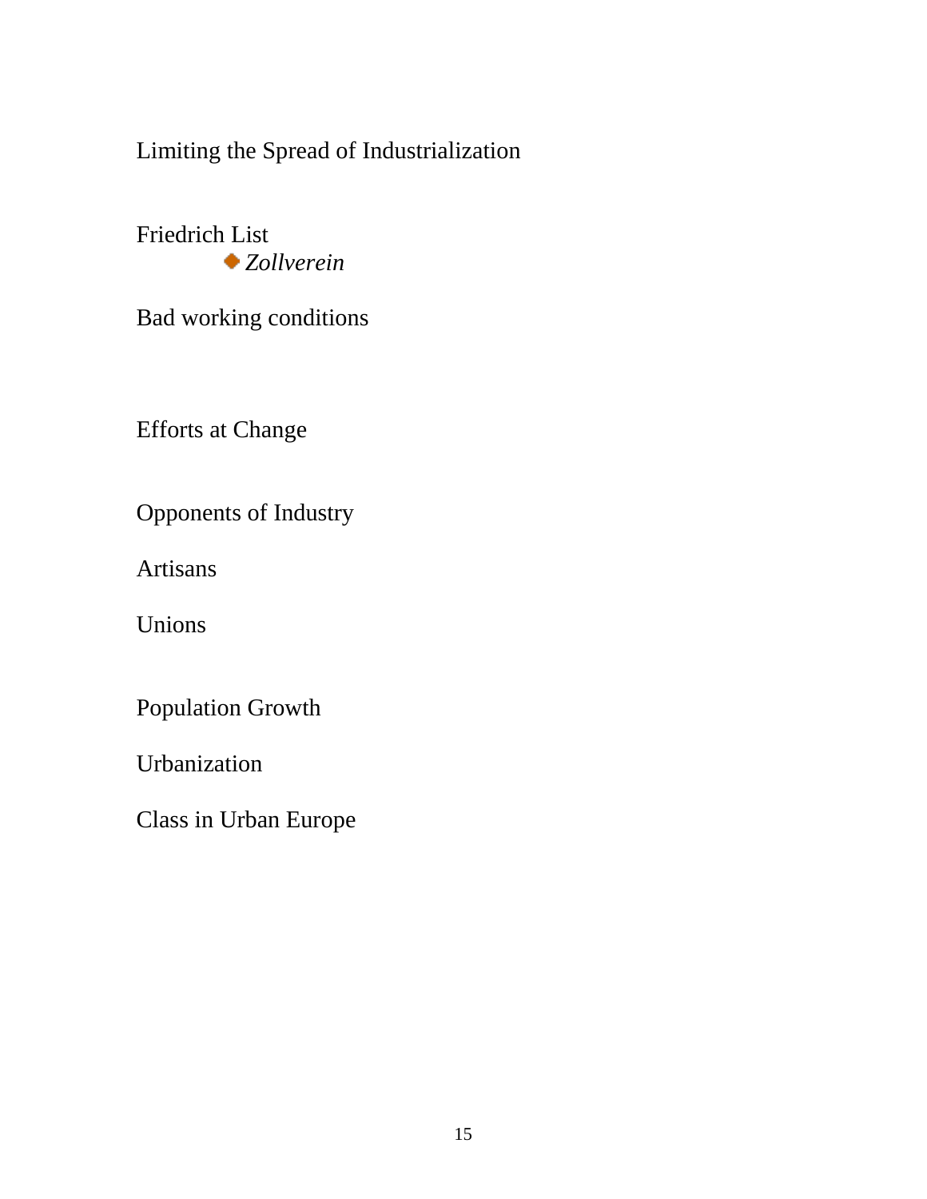Limiting the Spread of Industrialization

Friedrich List

- *Zollverein*

Bad working conditions

Efforts at Change

Opponents of Industry

Artisans

Unions

Population Growth

Urbanization

Class in Urban Europe